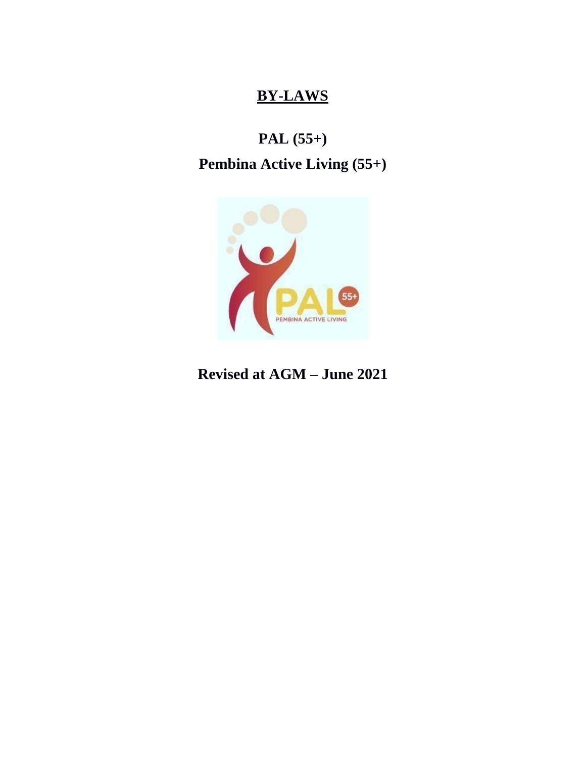# BY-LAWS

## PAL (55+)

## Pembina Active Living (55+)

**Revised at AGM – June 2021**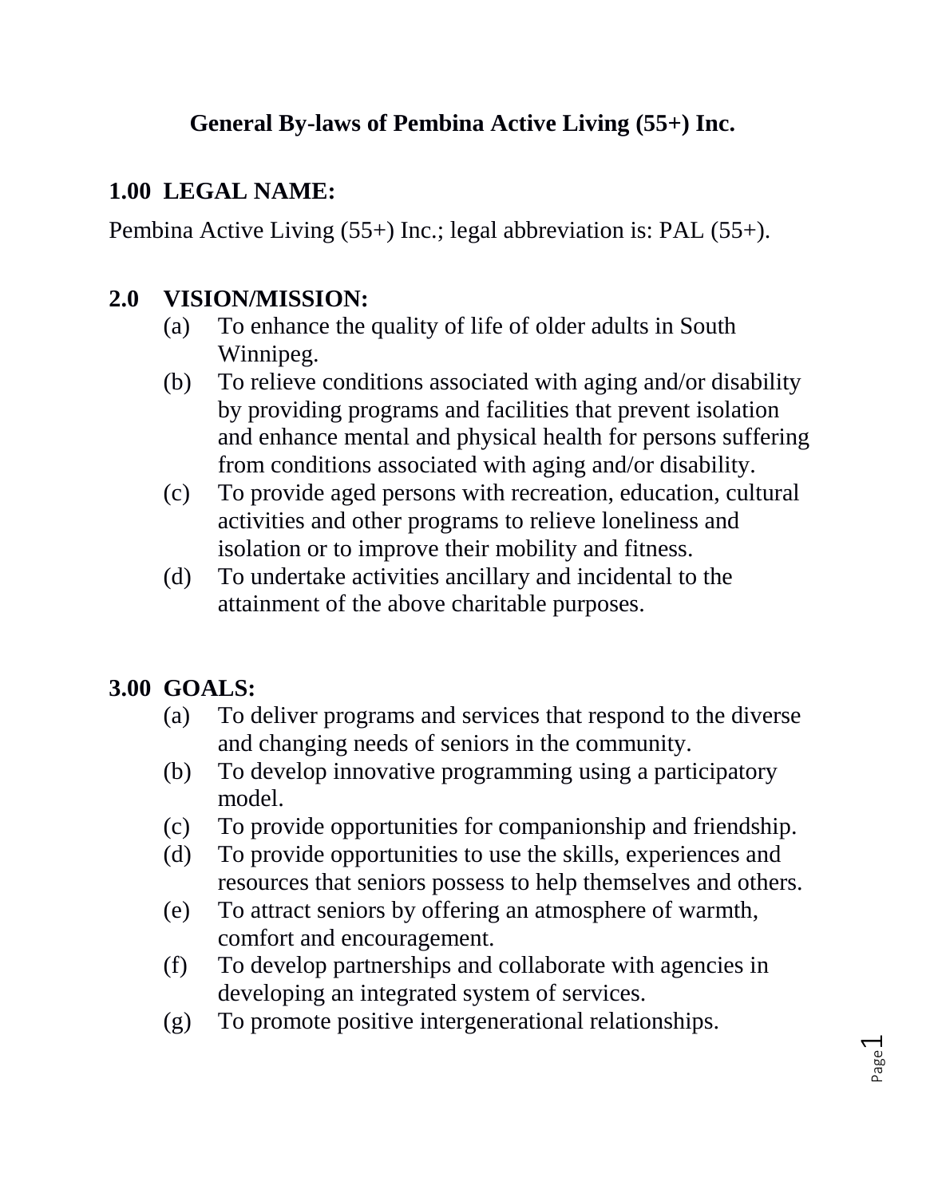# General By-laws of Pembina Active Living (55+) Inc.

## 1.00 LEGAL NAME:

Pembina Active Living (55+) Inc.; legal abbreviation is: PAL (55+).

## 2.0 VISION/MISSION:

(a) To enhance the quality of life of older adults in South Winnipeg.

(b) To relieve conditions associated with aging and/or disability by providing programs and facilities that prevent isolation and enhance mental and physical health for persons suffering from conditions associated with aging and/or disability.

(c) To provide aged persons with recreation, education, cultural activities and other programs to relieve loneliness and isolation or to improve their mobility and fitness.

(d) To undertake activities ancillary and incidental to the attainment of the above charitable purposes.

## 3.00 GOALS:

(a) To deliver programs and services that respond to the diverse and changing needs of seniors in the community.

(b) To develop innovative programming using a participatory model.

(c) To provide opportunities for companionship and friendship.

(d) To provide opportunities to use the skills, experiences and resources that seniors possess to help themselves and others.

(e) To attract seniors by offering an atmosphere of warmth, comfort and encouragement.

(f) To develop partnerships and collaborate with agencies in developing an integrated system of services.

(g) To promote positive intergenerational relationships.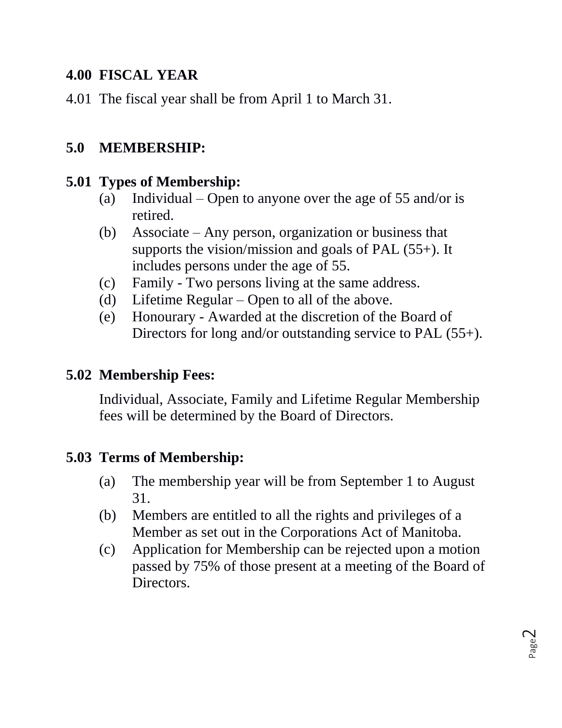## 4.00 FISCAL YEAR

4.01 The fiscal year shall be from April 1 to March 31.

## 5.0 MEMBERSHIP:

### 5.01 Types of Membership:

(a) Individual – Open to anyone over the age of 55 and/or is retired.
(b) Associate – Any person, organization or business that supports the vision/mission and goals of PAL (55+). It includes persons under the age of 55.
(c) Family - Two persons living at the same address.
(d) Lifetime Regular – Open to all of the above.
(e) Honourary - Awarded at the discretion of the Board of Directors for long and/or outstanding service to PAL (55+).

### 5.02 Membership Fees:

Individual, Associate, Family and Lifetime Regular Membership fees will be determined by the Board of Directors.

### 5.03 Terms of Membership:

(a) The membership year will be from September 1 to August 31.
(b) Members are entitled to all the rights and privileges of a Member as set out in the Corporations Act of Manitoba.
(c) Application for Membership can be rejected upon a motion passed by 75% of those present at a meeting of the Board of Directors.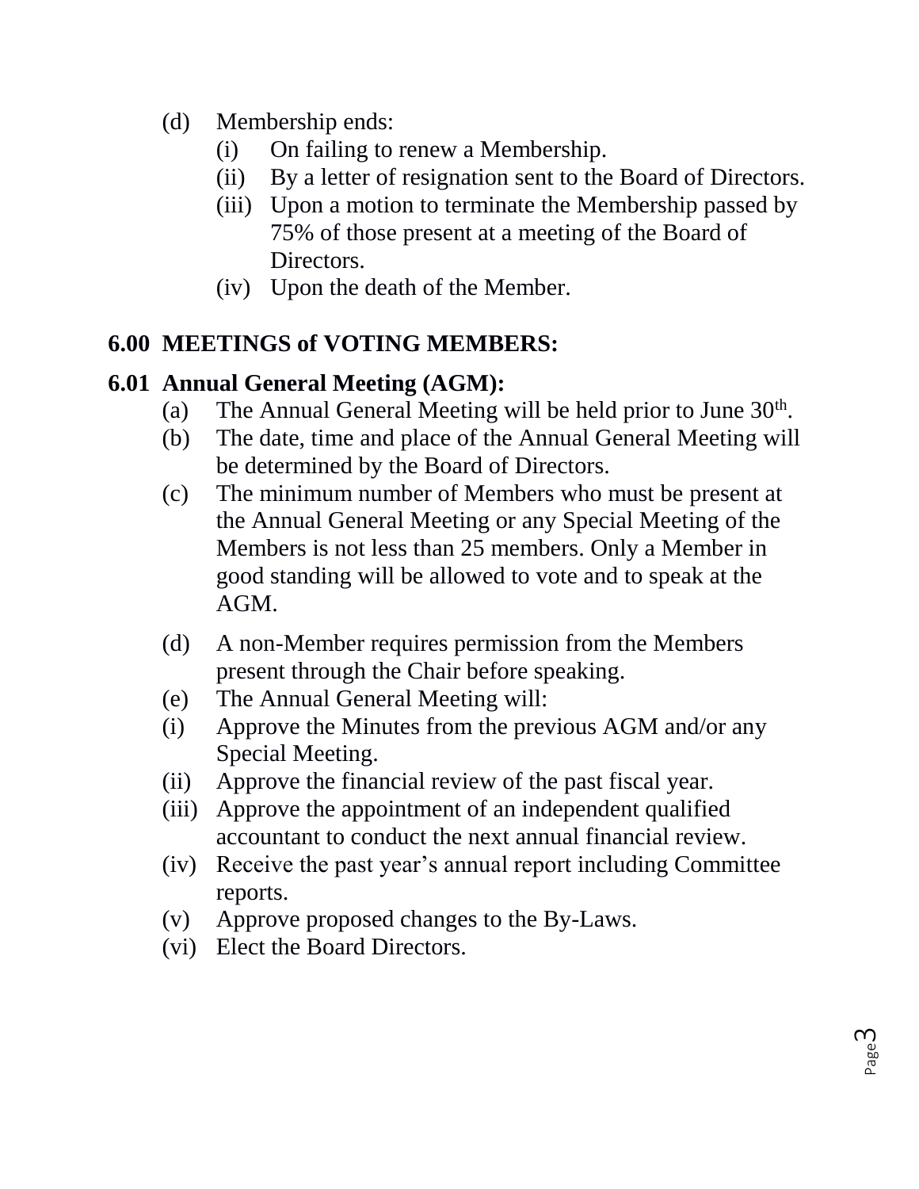(d) Membership ends:
  (i) On failing to renew a Membership.
  (ii) By a letter of resignation sent to the Board of Directors.
  (iii) Upon a motion to terminate the Membership passed by 75% of those present at a meeting of the Board of Directors.
  (iv) Upon the death of the Member.

## 6.00 MEETINGS of VOTING MEMBERS:

### 6.01 Annual General Meeting (AGM):

(a) The Annual General Meeting will be held prior to June 30th.

(b) The date, time and place of the Annual General Meeting will be determined by the Board of Directors.

(c) The minimum number of Members who must be present at the Annual General Meeting or any Special Meeting of the Members is not less than 25 members. Only a Member in good standing will be allowed to vote and to speak at the AGM.

(d) A non-Member requires permission from the Members present through the Chair before speaking.

(e) The Annual General Meeting will:

(i) Approve the Minutes from the previous AGM and/or any Special Meeting.

(ii) Approve the financial review of the past fiscal year.

(iii) Approve the appointment of an independent qualified accountant to conduct the next annual financial review.

(iv) Receive the past year's annual report including Committee reports.

(v) Approve proposed changes to the By-Laws.

(vi) Elect the Board Directors.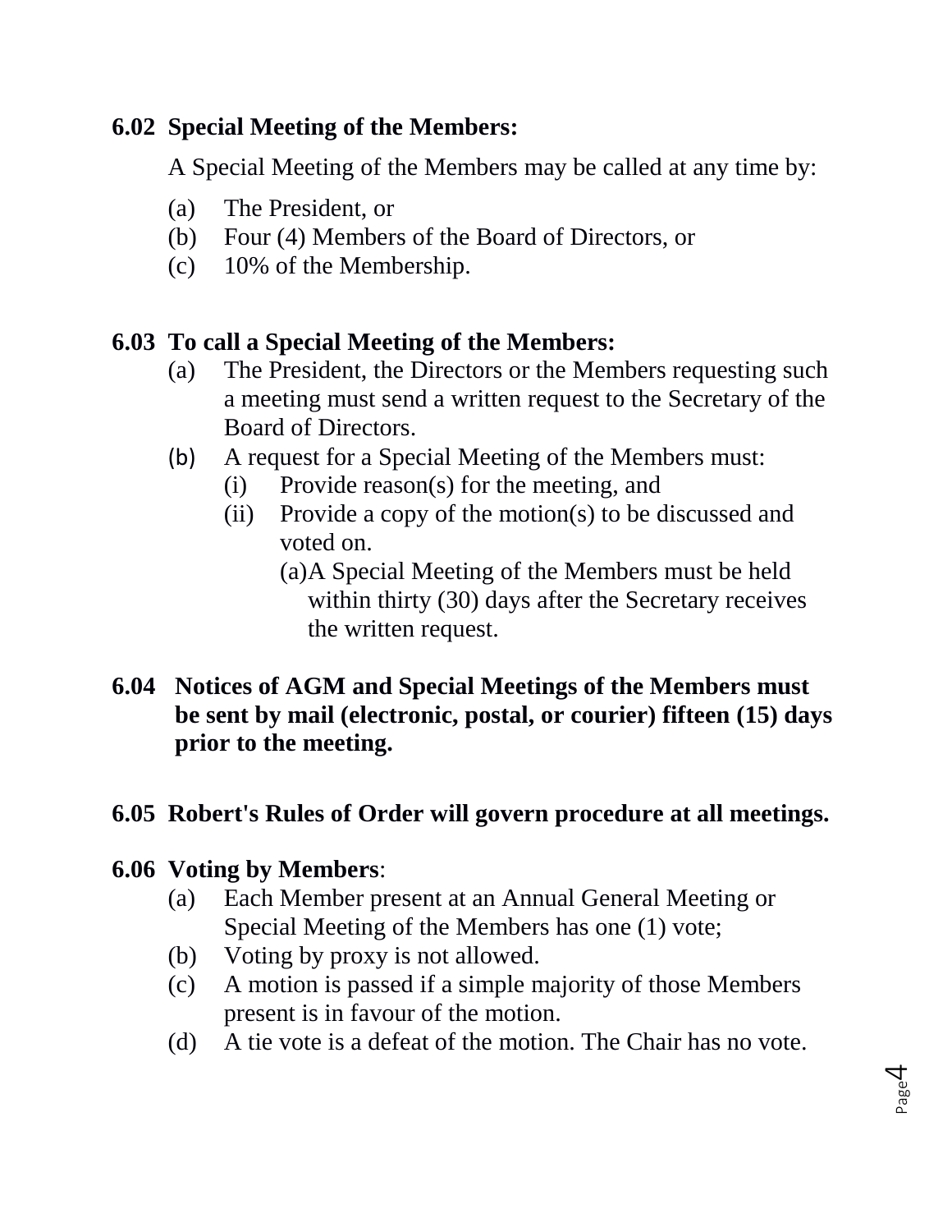**6.02 Special Meeting of the Members:**

A Special Meeting of the Members may be called at any time by:

(a) The President, or
(b) Four (4) Members of the Board of Directors, or
(c) 10% of the Membership.

**6.03 To call a Special Meeting of the Members:**

(a) The President, the Directors or the Members requesting such a meeting must send a written request to the Secretary of the Board of Directors.
(b) A request for a Special Meeting of the Members must:
  (i) Provide reason(s) for the meeting, and
  (ii) Provide a copy of the motion(s) to be discussed and voted on.
    (a) A Special Meeting of the Members must be held within thirty (30) days after the Secretary receives the written request.

**6.04 Notices of AGM and Special Meetings of the Members must be sent by mail (electronic, postal, or courier) fifteen (15) days prior to the meeting.**

**6.05 Robert's Rules of Order will govern procedure at all meetings.**

**6.06 Voting by Members**:

(a) Each Member present at an Annual General Meeting or Special Meeting of the Members has one (1) vote;
(b) Voting by proxy is not allowed.
(c) A motion is passed if a simple majority of those Members present is in favour of the motion.
(d) A tie vote is a defeat of the motion. The Chair has no vote.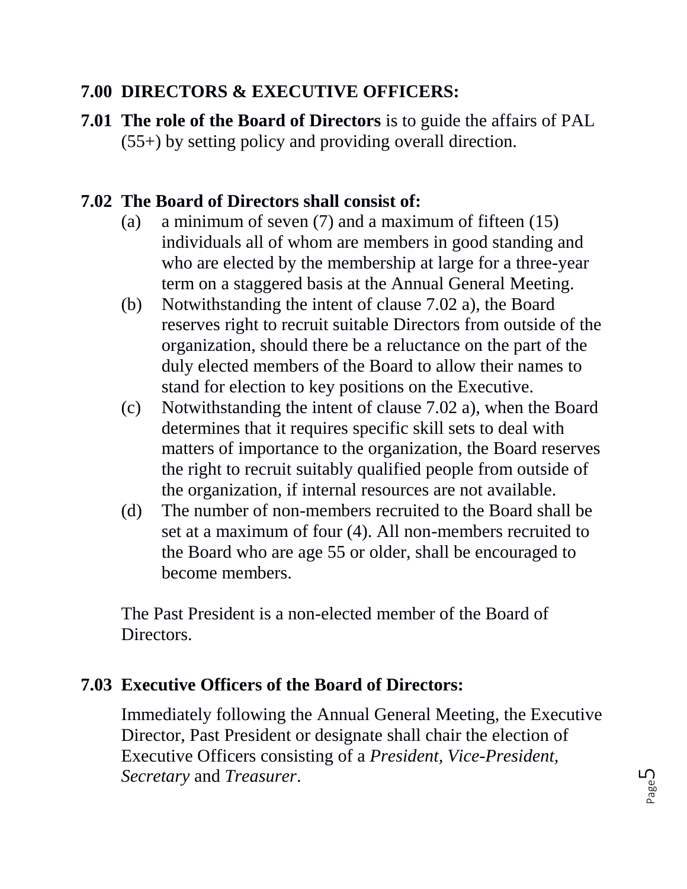## 7.00 DIRECTORS & EXECUTIVE OFFICERS:

**7.01 The role of the Board of Directors** is to guide the affairs of PAL (55+) by setting policy and providing overall direction.

**7.02 The Board of Directors shall consist of:**

(a) a minimum of seven (7) and a maximum of fifteen (15) individuals all of whom are members in good standing and who are elected by the membership at large for a three-year term on a staggered basis at the Annual General Meeting.

(b) Notwithstanding the intent of clause 7.02 a), the Board reserves right to recruit suitable Directors from outside of the organization, should there be a reluctance on the part of the duly elected members of the Board to allow their names to stand for election to key positions on the Executive.

(c) Notwithstanding the intent of clause 7.02 a), when the Board determines that it requires specific skill sets to deal with matters of importance to the organization, the Board reserves the right to recruit suitably qualified people from outside of the organization, if internal resources are not available.

(d) The number of non-members recruited to the Board shall be set at a maximum of four (4). All non-members recruited to the Board who are age 55 or older, shall be encouraged to become members.

The Past President is a non-elected member of the Board of Directors.

**7.03 Executive Officers of the Board of Directors:**

Immediately following the Annual General Meeting, the Executive Director, Past President or designate shall chair the election of Executive Officers consisting of a *President*, *Vice-President*, *Secretary* and *Treasurer*.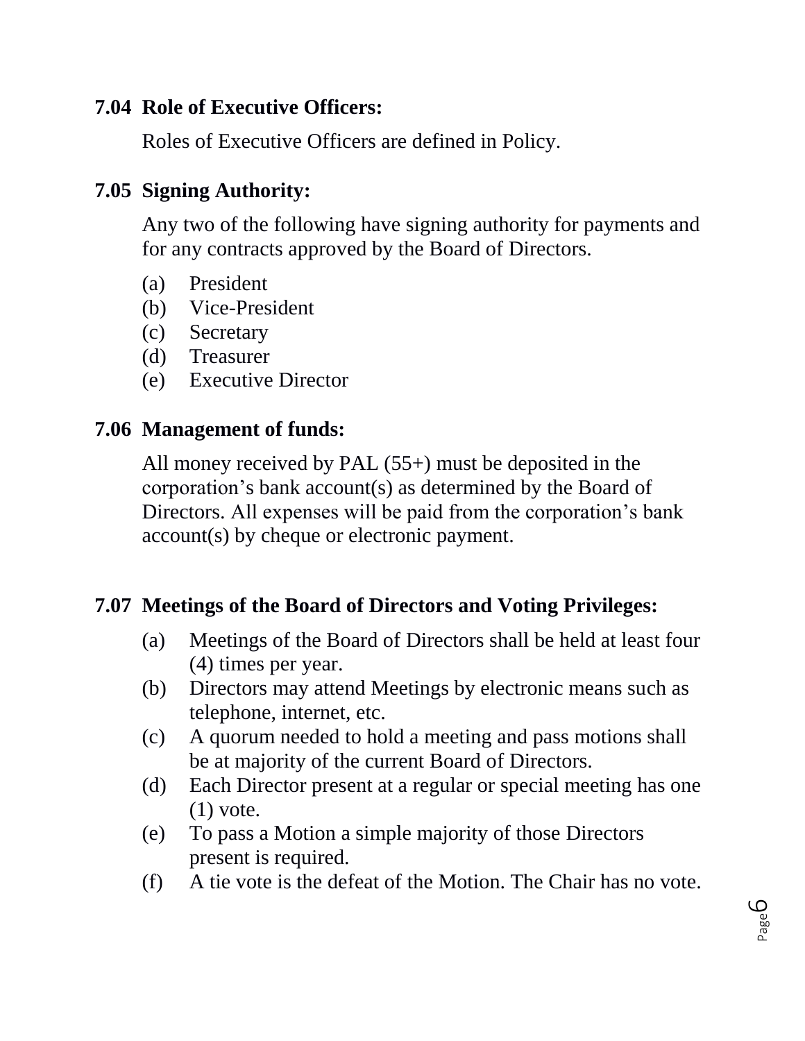### 7.04 Role of Executive Officers:

Roles of Executive Officers are defined in Policy.

### 7.05 Signing Authority:

Any two of the following have signing authority for payments and for any contracts approved by the Board of Directors.

(a) President
(b) Vice-President
(c) Secretary
(d) Treasurer
(e) Executive Director

### 7.06 Management of funds:

All money received by PAL (55+) must be deposited in the corporation's bank account(s) as determined by the Board of Directors. All expenses will be paid from the corporation's bank account(s) by cheque or electronic payment.

### 7.07 Meetings of the Board of Directors and Voting Privileges:

(a) Meetings of the Board of Directors shall be held at least four (4) times per year.
(b) Directors may attend Meetings by electronic means such as telephone, internet, etc.
(c) A quorum needed to hold a meeting and pass motions shall be at majority of the current Board of Directors.
(d) Each Director present at a regular or special meeting has one (1) vote.
(e) To pass a Motion a simple majority of those Directors present is required.
(f) A tie vote is the defeat of the Motion. The Chair has no vote.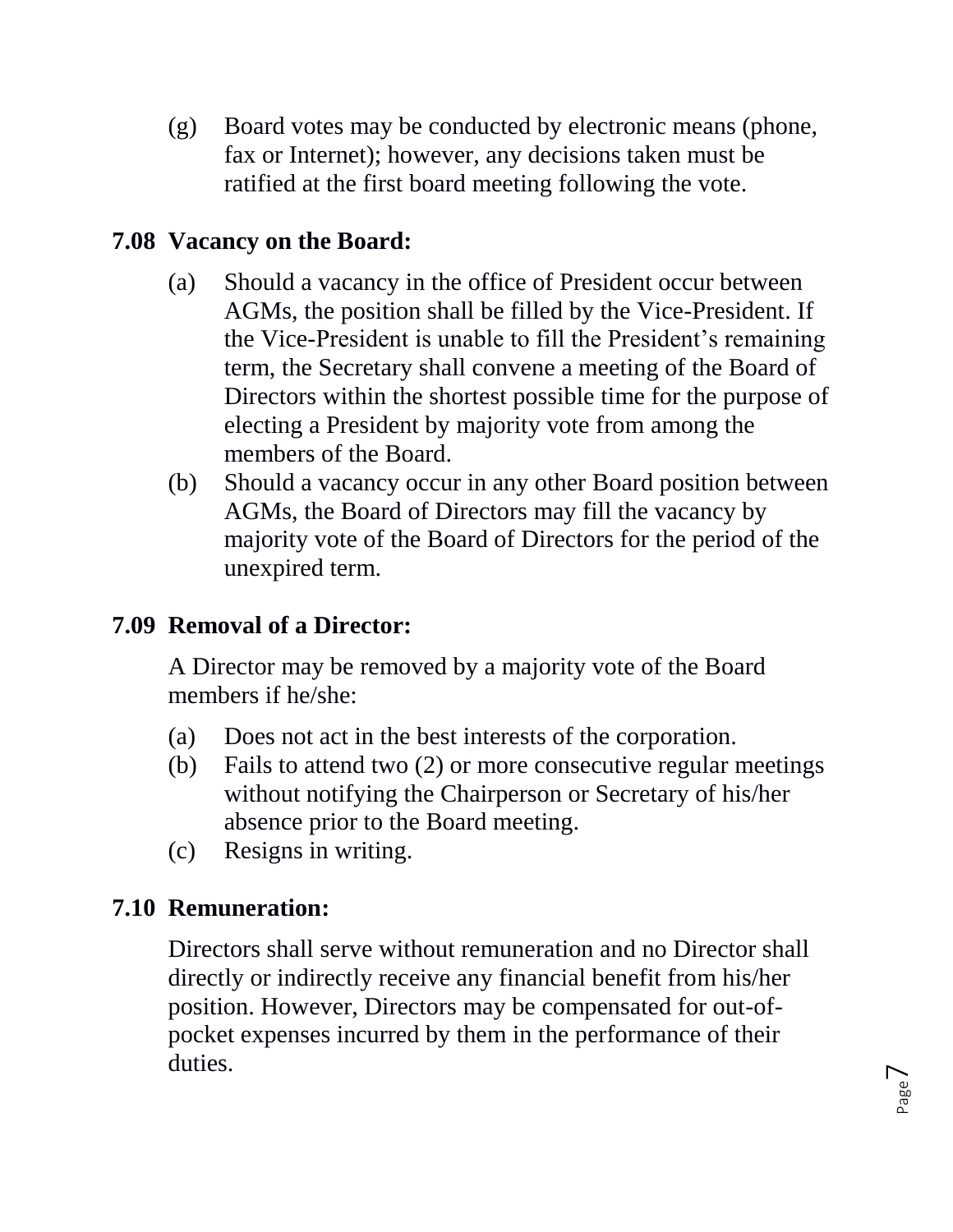(g) Board votes may be conducted by electronic means (phone, fax or Internet); however, any decisions taken must be ratified at the first board meeting following the vote.

## 7.08 Vacancy on the Board:

(a) Should a vacancy in the office of President occur between AGMs, the position shall be filled by the Vice-President. If the Vice-President is unable to fill the President's remaining term, the Secretary shall convene a meeting of the Board of Directors within the shortest possible time for the purpose of electing a President by majority vote from among the members of the Board.

(b) Should a vacancy occur in any other Board position between AGMs, the Board of Directors may fill the vacancy by majority vote of the Board of Directors for the period of the unexpired term.

## 7.09 Removal of a Director:

A Director may be removed by a majority vote of the Board members if he/she:

(a) Does not act in the best interests of the corporation.

(b) Fails to attend two (2) or more consecutive regular meetings without notifying the Chairperson or Secretary of his/her absence prior to the Board meeting.

(c) Resigns in writing.

## 7.10 Remuneration:

Directors shall serve without remuneration and no Director shall directly or indirectly receive any financial benefit from his/her position. However, Directors may be compensated for out-of-pocket expenses incurred by them in the performance of their duties.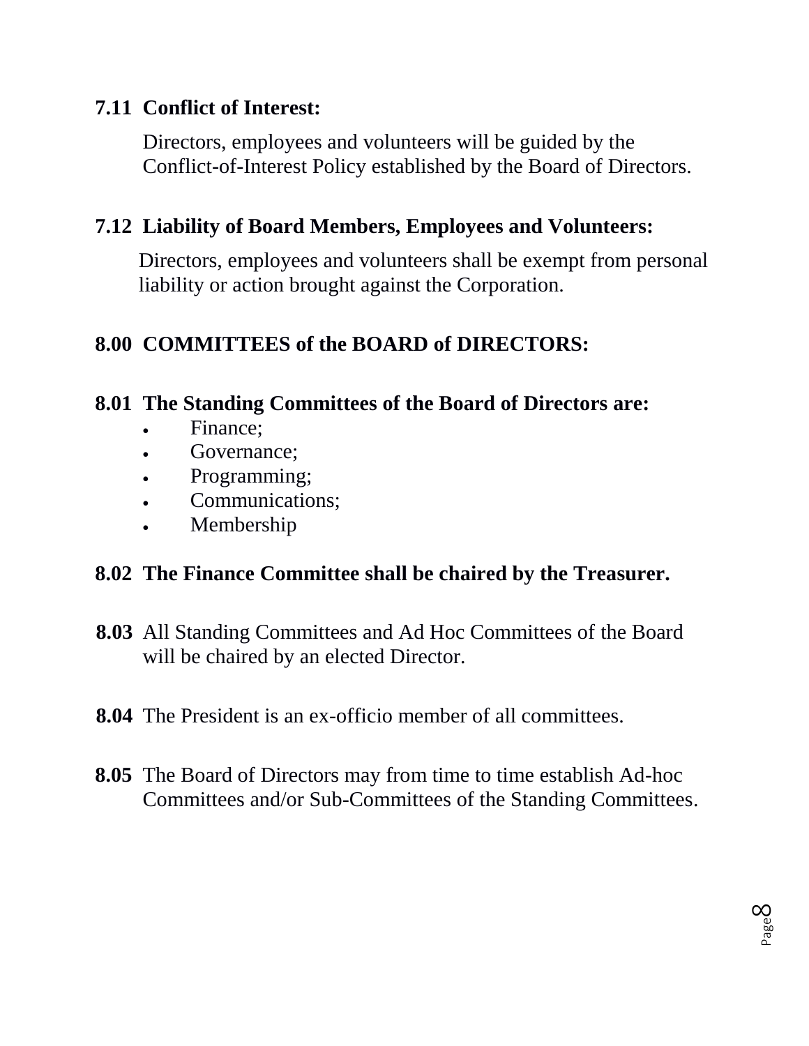**7.11 Conflict of Interest:**

Directors, employees and volunteers will be guided by the Conflict-of-Interest Policy established by the Board of Directors.

**7.12 Liability of Board Members, Employees and Volunteers:**

Directors, employees and volunteers shall be exempt from personal liability or action brought against the Corporation.

## 8.00 COMMITTEES of the BOARD of DIRECTORS:

**8.01 The Standing Committees of the Board of Directors are:**

- Finance;
- Governance;
- Programming;
- Communications;
- Membership

**8.02 The Finance Committee shall be chaired by the Treasurer.**

**8.03** All Standing Committees and Ad Hoc Committees of the Board will be chaired by an elected Director.

**8.04** The President is an ex-officio member of all committees.

**8.05** The Board of Directors may from time to time establish Ad-hoc Committees and/or Sub-Committees of the Standing Committees.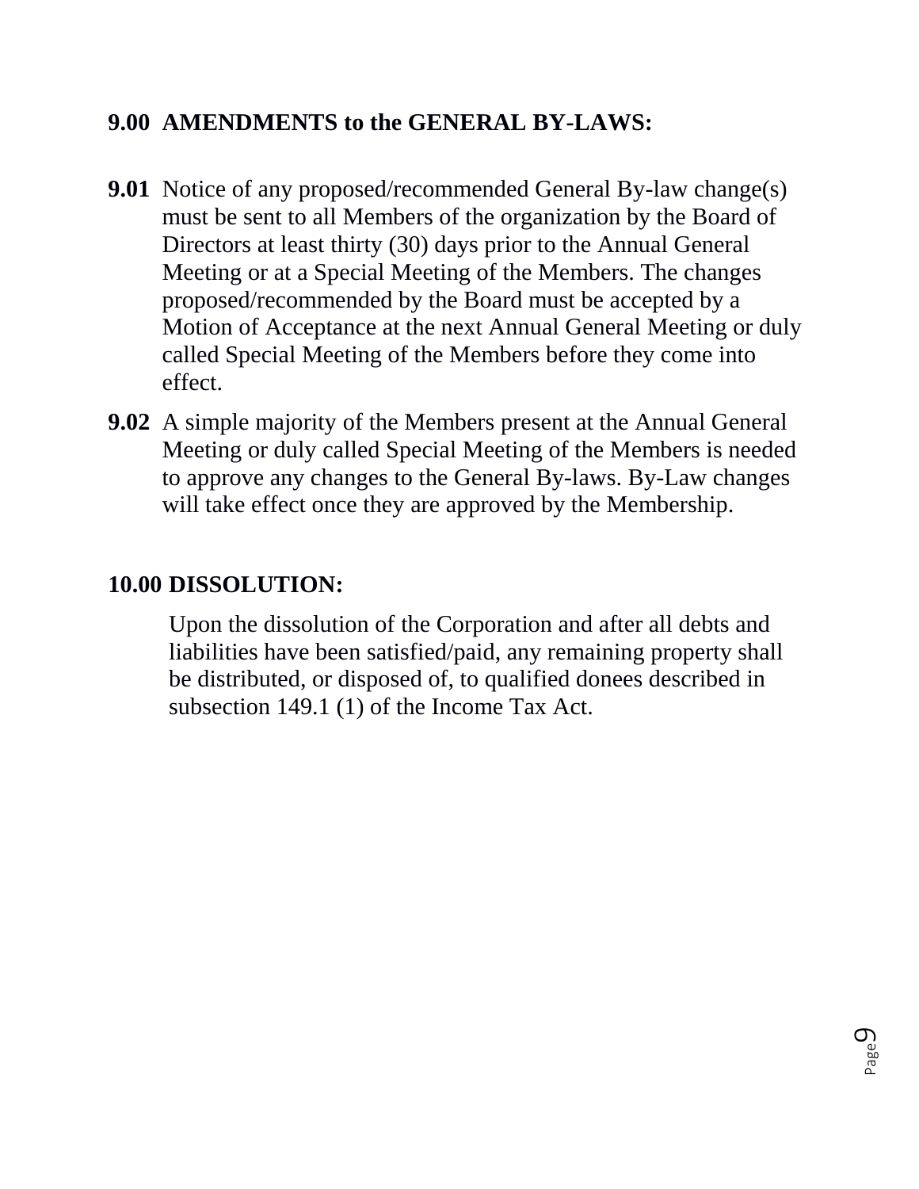## 9.00 AMENDMENTS to the GENERAL BY-LAWS:

**9.01** Notice of any proposed/recommended General By-law change(s) must be sent to all Members of the organization by the Board of Directors at least thirty (30) days prior to the Annual General Meeting or at a Special Meeting of the Members. The changes proposed/recommended by the Board must be accepted by a Motion of Acceptance at the next Annual General Meeting or duly called Special Meeting of the Members before they come into effect.

**9.02** A simple majority of the Members present at the Annual General Meeting or duly called Special Meeting of the Members is needed to approve any changes to the General By-laws. By-Law changes will take effect once they are approved by the Membership.

## 10.00 DISSOLUTION:

Upon the dissolution of the Corporation and after all debts and liabilities have been satisfied/paid, any remaining property shall be distributed, or disposed of, to qualified donees described in subsection 149.1 (1) of the Income Tax Act.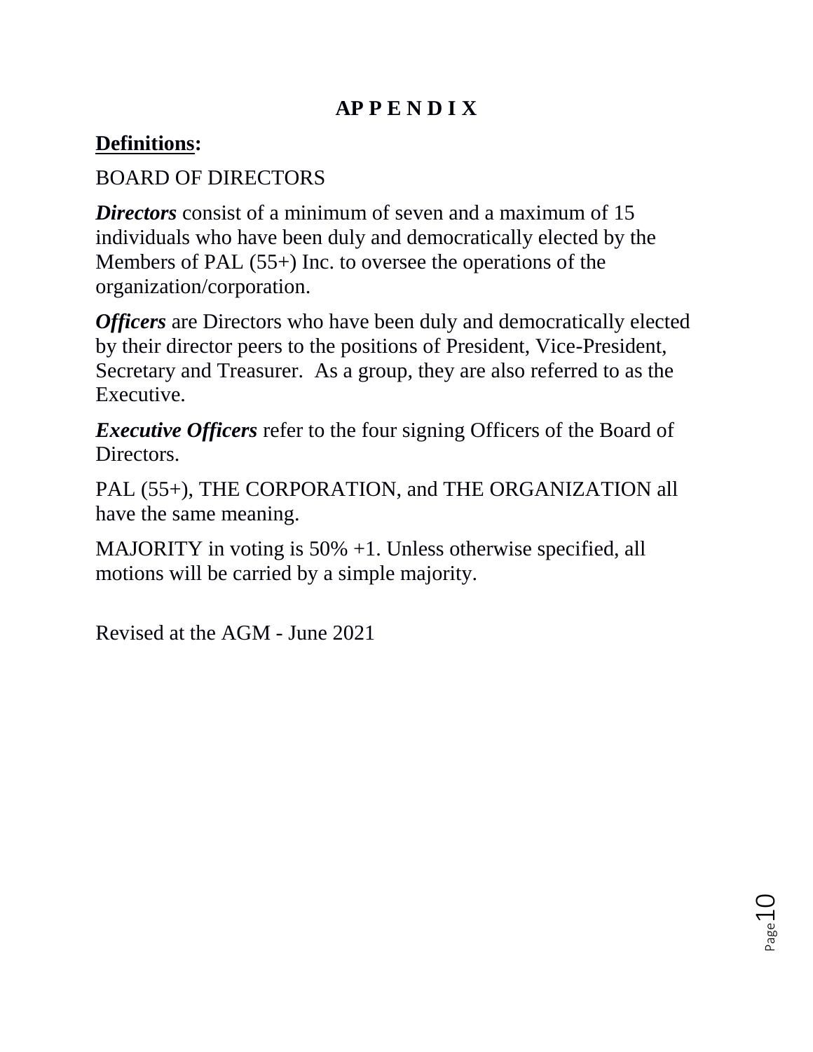# AP P E N D I X

**Definitions:**

BOARD OF DIRECTORS

***Directors*** consist of a minimum of seven and a maximum of 15 individuals who have been duly and democratically elected by the Members of PAL (55+) Inc. to oversee the operations of the organization/corporation.

***Officers*** are Directors who have been duly and democratically elected by their director peers to the positions of President, Vice-President, Secretary and Treasurer. As a group, they are also referred to as the Executive.

***Executive Officers*** refer to the four signing Officers of the Board of Directors.

PAL (55+), THE CORPORATION, and THE ORGANIZATION all have the same meaning.

MAJORITY in voting is 50% +1. Unless otherwise specified, all motions will be carried by a simple majority.

Revised at the AGM - June 2021